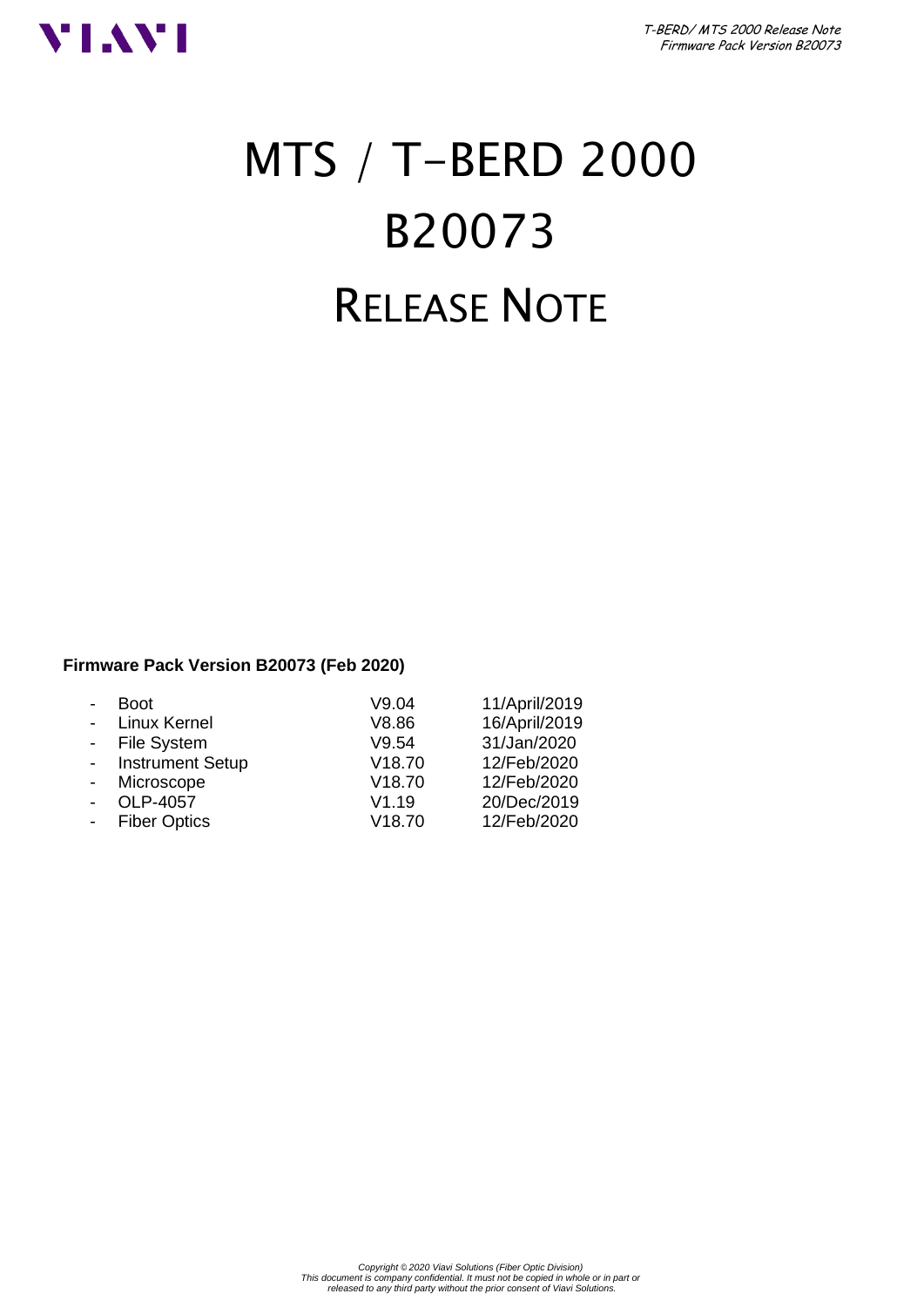# MTS / T-BERD 2000

# B20073

# RELEASE NOTE

**Firmware Pack Version B20073 (Feb 2020)**

| | | |
|---|---|---|
| - Boot | V9.04 | 11/April/2019 |
| - Linux Kernel | V8.86 | 16/April/2019 |
| - File System | V9.54 | 31/Jan/2020 |
| - Instrument Setup | V18.70 | 12/Feb/2020 |
| - Microscope | V18.70 | 12/Feb/2020 |
| - OLP-4057 | V1.19 | 20/Dec/2019 |
| - Fiber Optics | V18.70 | 12/Feb/2020 |

*Copyright © 2020 Viavi Solutions (Fiber Optic Division)*
*This document is company confidential. It must not be copied in whole or in part or released to any third party without the prior consent of Viavi Solutions.*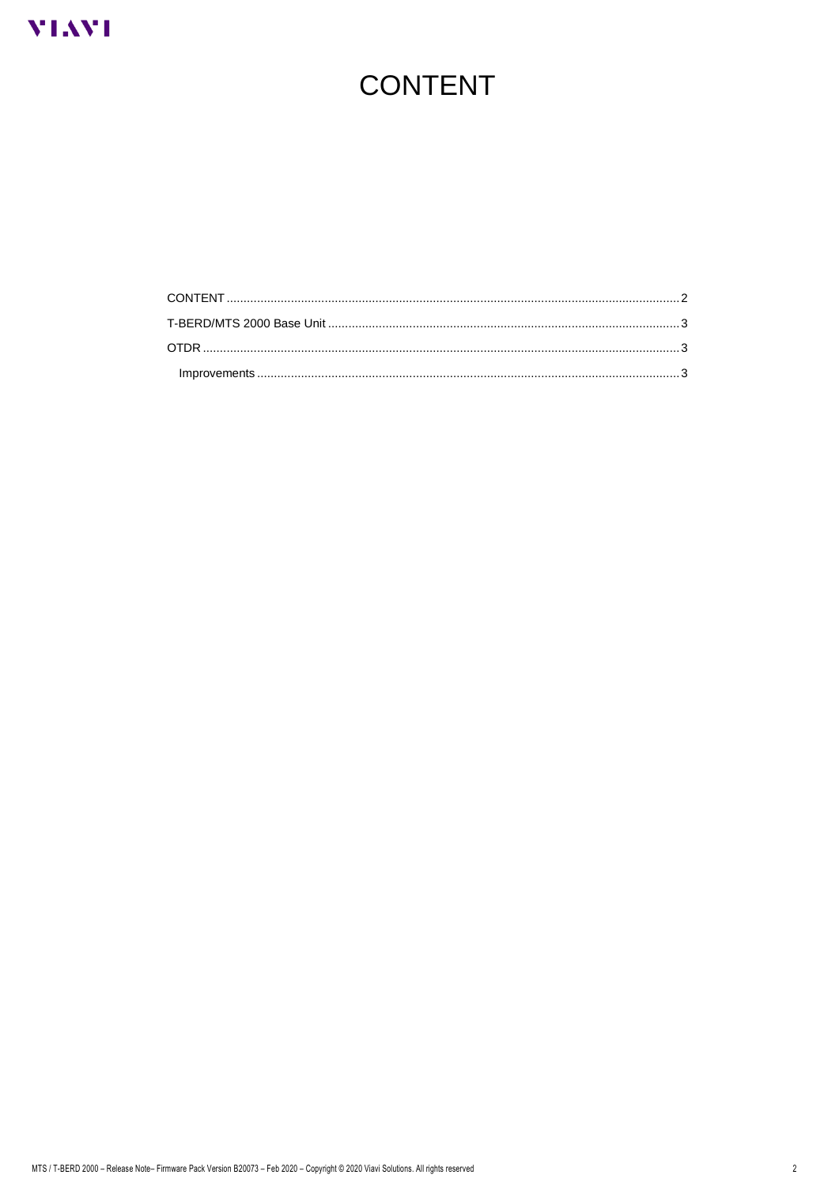# CONTENT

CONTENT .................................................................................................................................... 2

T-BERD/MTS 2000 Base Unit ....................................................................................................... 3

OTDR ........................................................................................................................................... 3

  Improvements ........................................................................................................................... 3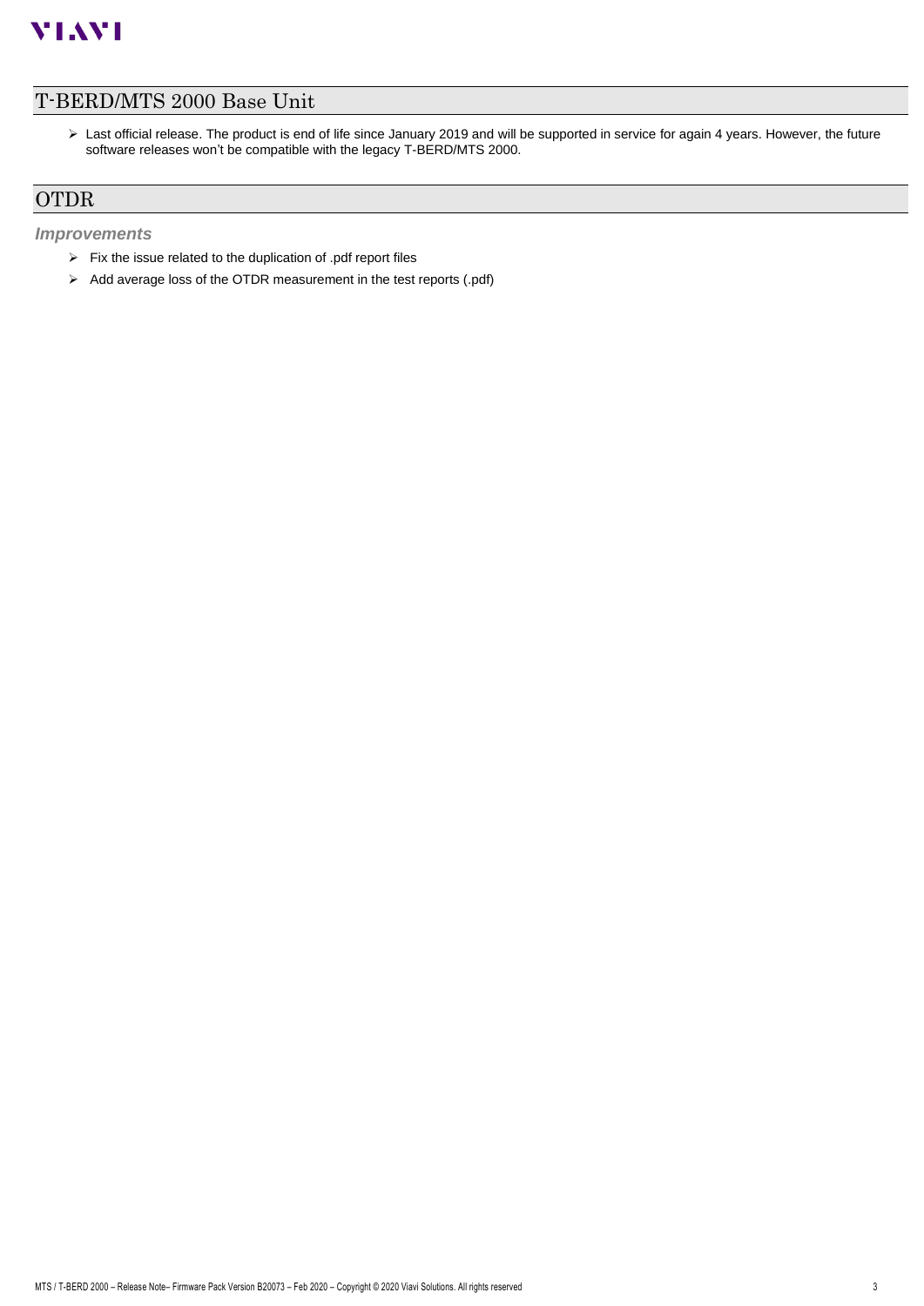## T-BERD/MTS 2000 Base Unit

- Last official release. The product is end of life since January 2019 and will be supported in service for again 4 years. However, the future software releases won't be compatible with the legacy T-BERD/MTS 2000.

## OTDR

### *Improvements*

- Fix the issue related to the duplication of .pdf report files
- Add average loss of the OTDR measurement in the test reports (.pdf)